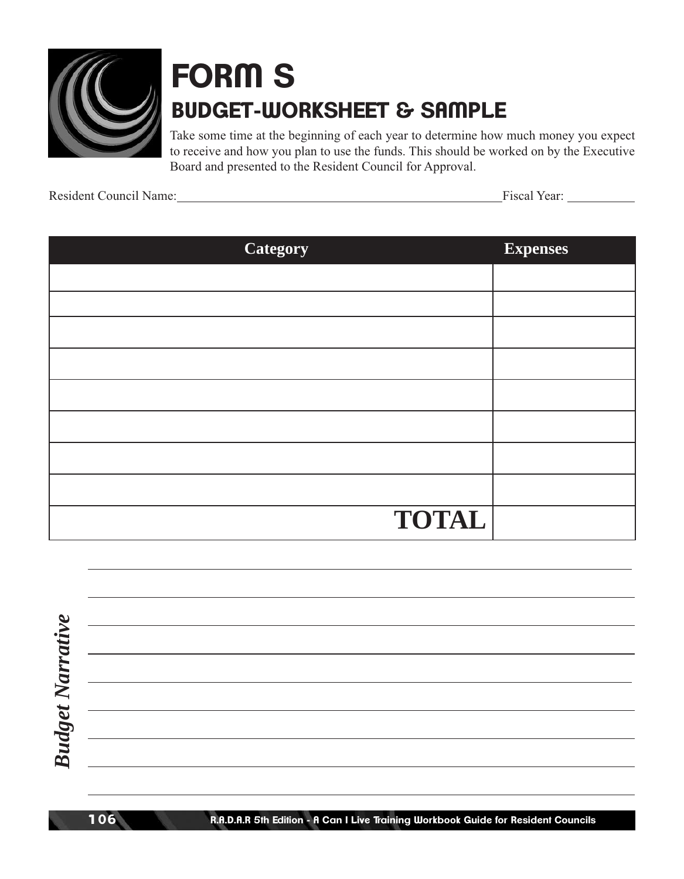# FORM S

## BUDGET-WORKSHEET & SAMPLE

Take some time at the beginning of each year to determine how much money you expect to receive and how you plan to use the funds. This should be worked on by the Executive Board and presented to the Resident Council for Approval.

Resident Council Name:\_\_\_\_\_\_\_\_\_\_\_\_\_\_\_\_\_\_\_\_\_\_\_\_\_\_\_\_\_\_\_\_\_\_\_\_\_\_\_\_ Fiscal Year: \_\_\_\_\_\_\_\_\_\_

| Category | Expenses |
|---|---|
| | |
| | |
| | |
| | |
| | |
| | |
| | |
| | |
| **TOTAL** | |

*Budget Narrative*

\_\_\_\_\_\_\_\_\_\_\_\_\_\_\_\_\_\_\_\_\_\_\_\_\_\_\_\_\_\_\_\_\_\_\_\_\_\_\_\_\_\_\_\_\_\_\_\_\_\_\_\_\_\_\_\_\_\_\_\_

\_\_\_\_\_\_\_\_\_\_\_\_\_\_\_\_\_\_\_\_\_\_\_\_\_\_\_\_\_\_\_\_\_\_\_\_\_\_\_\_\_\_\_\_\_\_\_\_\_\_\_\_\_\_\_\_\_\_\_\_

\_\_\_\_\_\_\_\_\_\_\_\_\_\_\_\_\_\_\_\_\_\_\_\_\_\_\_\_\_\_\_\_\_\_\_\_\_\_\_\_\_\_\_\_\_\_\_\_\_\_\_\_\_\_\_\_\_\_\_\_

\_\_\_\_\_\_\_\_\_\_\_\_\_\_\_\_\_\_\_\_\_\_\_\_\_\_\_\_\_\_\_\_\_\_\_\_\_\_\_\_\_\_\_\_\_\_\_\_\_\_\_\_\_\_\_\_\_\_\_\_

\_\_\_\_\_\_\_\_\_\_\_\_\_\_\_\_\_\_\_\_\_\_\_\_\_\_\_\_\_\_\_\_\_\_\_\_\_\_\_\_\_\_\_\_\_\_\_\_\_\_\_\_\_\_\_\_\_\_\_\_

\_\_\_\_\_\_\_\_\_\_\_\_\_\_\_\_\_\_\_\_\_\_\_\_\_\_\_\_\_\_\_\_\_\_\_\_\_\_\_\_\_\_\_\_\_\_\_\_\_\_\_\_\_\_\_\_\_\_\_\_

\_\_\_\_\_\_\_\_\_\_\_\_\_\_\_\_\_\_\_\_\_\_\_\_\_\_\_\_\_\_\_\_\_\_\_\_\_\_\_\_\_\_\_\_\_\_\_\_\_\_\_\_\_\_\_\_\_\_\_\_

\_\_\_\_\_\_\_\_\_\_\_\_\_\_\_\_\_\_\_\_\_\_\_\_\_\_\_\_\_\_\_\_\_\_\_\_\_\_\_\_\_\_\_\_\_\_\_\_\_\_\_\_\_\_\_\_\_\_\_\_

\_\_\_\_\_\_\_\_\_\_\_\_\_\_\_\_\_\_\_\_\_\_\_\_\_\_\_\_\_\_\_\_\_\_\_\_\_\_\_\_\_\_\_\_\_\_\_\_\_\_\_\_\_\_\_\_\_\_\_\_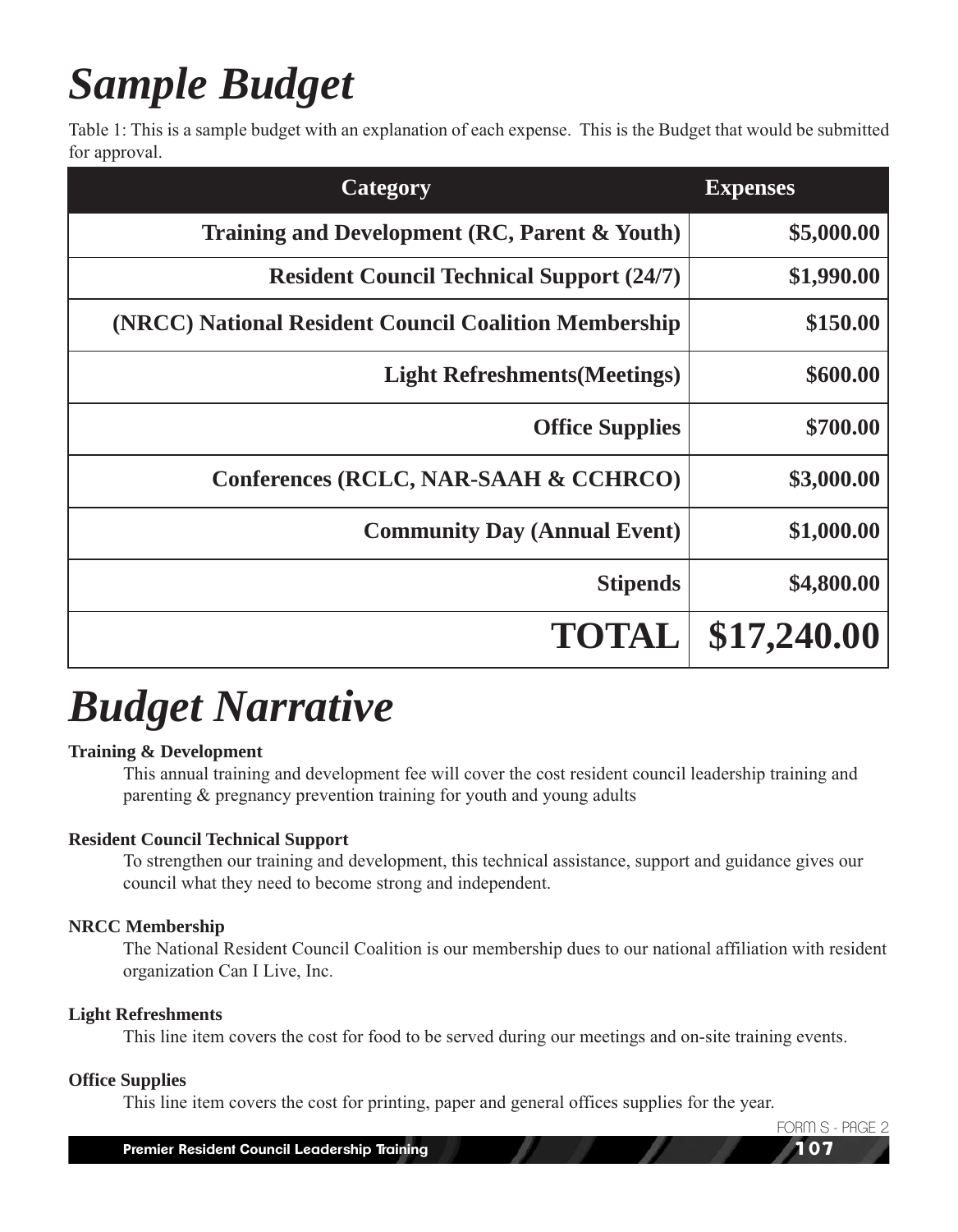# *Sample Budget*

Table 1: This is a sample budget with an explanation of each expense. This is the Budget that would be submitted for approval.

| Category | Expenses |
|---|---|
| **Training and Development (RC, Parent & Youth)** | **$5,000.00** |
| **Resident Council Technical Support (24/7)** | **$1,990.00** |
| **(NRCC) National Resident Council Coalition Membership** | **$150.00** |
| **Light Refreshments(Meetings)** | **$600.00** |
| **Office Supplies** | **$700.00** |
| **Conferences (RCLC, NAR-SAAH & CCHRCO)** | **$3,000.00** |
| **Community Day (Annual Event)** | **$1,000.00** |
| **Stipends** | **$4,800.00** |
| **TOTAL** | **$17,240.00** |

# *Budget Narrative*

**Training & Development**

This annual training and development fee will cover the cost resident council leadership training and parenting & pregnancy prevention training for youth and young adults

**Resident Council Technical Support**

To strengthen our training and development, this technical assistance, support and guidance gives our council what they need to become strong and independent.

**NRCC Membership**

The National Resident Council Coalition is our membership dues to our national affiliation with resident organization Can I Live, Inc.

**Light Refreshments**

This line item covers the cost for food to be served during our meetings and on-site training events.

**Office Supplies**

This line item covers the cost for printing, paper and general offices supplies for the year.

FORM S - PAGE 2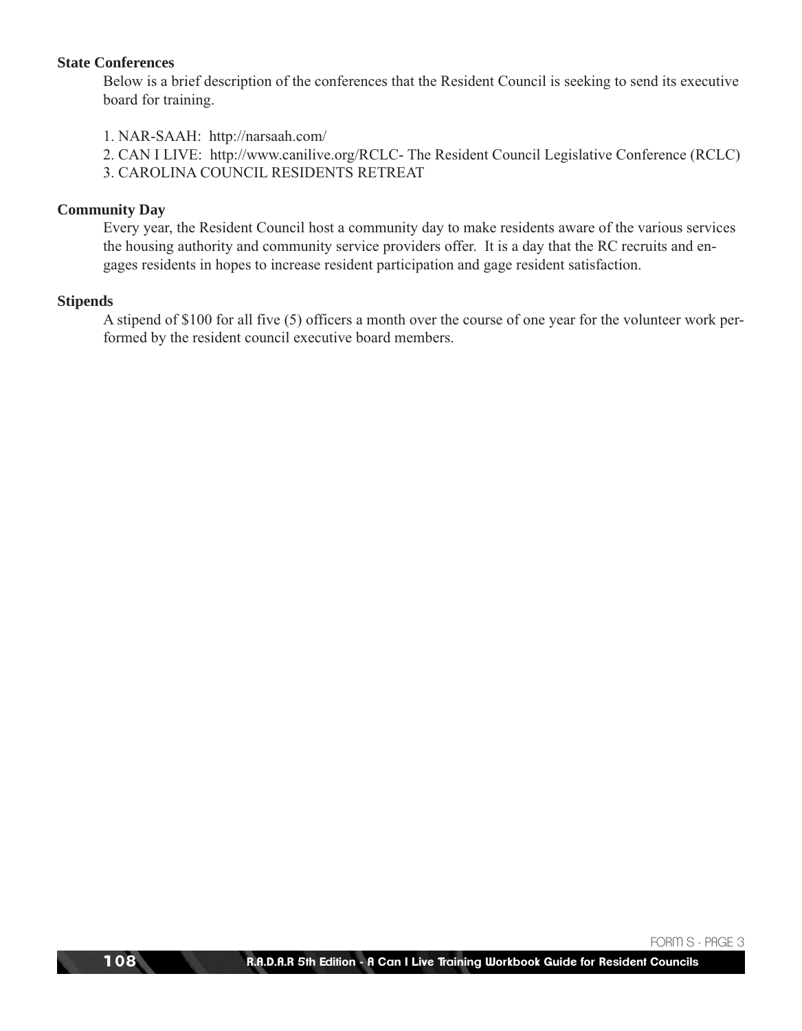**State Conferences**

Below is a brief description of the conferences that the Resident Council is seeking to send its executive board for training.

1. NAR-SAAH: http://narsaah.com/
2. CAN I LIVE: http://www.canilive.org/RCLC- The Resident Council Legislative Conference (RCLC)
3. CAROLINA COUNCIL RESIDENTS RETREAT

**Community Day**

Every year, the Resident Council host a community day to make residents aware of the various services the housing authority and community service providers offer. It is a day that the RC recruits and engages residents in hopes to increase resident participation and gage resident satisfaction.

**Stipends**

A stipend of $100 for all five (5) officers a month over the course of one year for the volunteer work performed by the resident council executive board members.

FORM S - PAGE 3